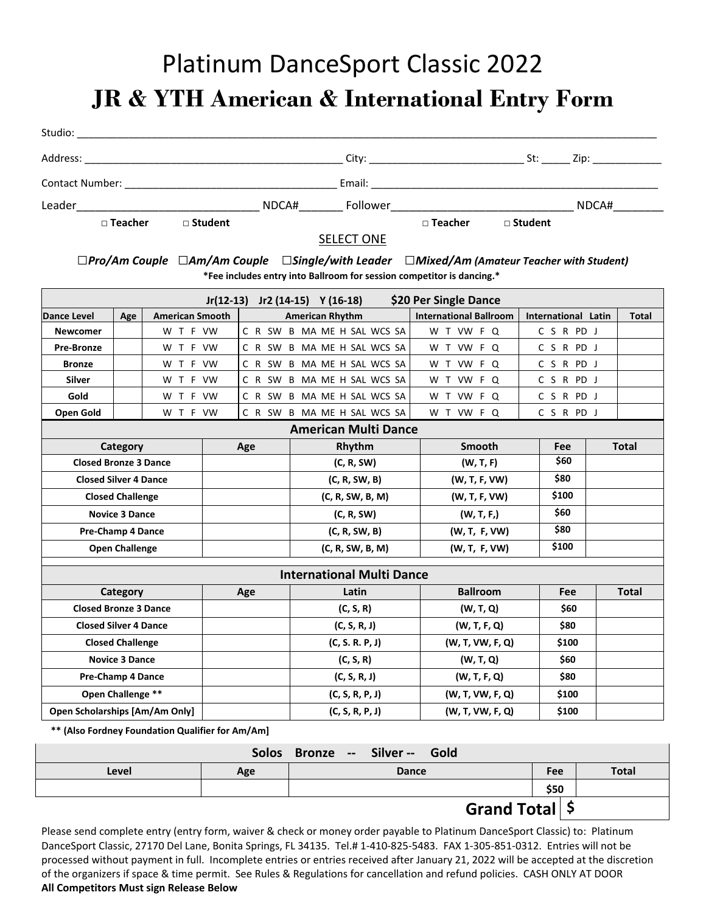# Platinum DanceSport Classic 2022

## JR & YTH American & International Entry Form

Studio: ____________________________________________________________________________________________

Address: _____________________________________________ City: ___________________________ St: _____ Zip: ____________

Contact Number: _____________________________________ Email: ___________________________________________________

Leader_____________________________ NDCA#_______ Follower_____________________________ NDCA#________

□ Teacher □ Student □ Teacher □ Student

SELECT ONE

☐***Pro/Am Couple*** ☐***Am/Am Couple*** ☐***Single/with Leader*** ☐***Mixed/Am** (Amateur Teacher with Student)*

**\*Fee includes entry into Ballroom for session competitor is dancing.\***

| Jr(12-13) Jr2 (14-15) Y (16-18) **$20 Per Single Dance** | | | | | | |
|---|---|---|---|---|---|---|
| **Dance Level** | **Age** | **American Smooth** | **American Rhythm** | **International Ballroom** | **International Latin** | **Total** |
| **Newcomer** | | W T F VW | C R SW B MA ME H SAL WCS SA | W T VW F Q | C S R PD J | |
| **Pre-Bronze** | | W T F VW | C R SW B MA ME H SAL WCS SA | W T VW F Q | C S R PD J | |
| **Bronze** | | W T F VW | C R SW B MA ME H SAL WCS SA | W T VW F Q | C S R PD J | |
| **Silver** | | W T F VW | C R SW B MA ME H SAL WCS SA | W T VW F Q | C S R PD J | |
| **Gold** | | W T F VW | C R SW B MA ME H SAL WCS SA | W T VW F Q | C S R PD J | |
| **Open Gold** | | W T F VW | C R SW B MA ME H SAL WCS SA | W T VW F Q | C S R PD J | |

### American Multi Dance

| Category | Age | Rhythm | Smooth | Fee | Total |
|---|---|---|---|---|---|
| **Closed Bronze 3 Dance** | | **(C, R, SW)** | **(W, T, F)** | **$60** | |
| **Closed Silver 4 Dance** | | **(C, R, SW, B)** | **(W, T, F, VW)** | **$80** | |
| **Closed Challenge** | | **(C, R, SW, B, M)** | **(W, T, F, VW)** | **$100** | |
| **Novice 3 Dance** | | **(C, R, SW)** | **(W, T, F,)** | **$60** | |
| **Pre-Champ 4 Dance** | | **(C, R, SW, B)** | **(W, T, F, VW)** | **$80** | |
| **Open Challenge** | | **(C, R, SW, B, M)** | **(W, T, F, VW)** | **$100** | |

### International Multi Dance

| Category | Age | Latin | Ballroom | Fee | Total |
|---|---|---|---|---|---|
| **Closed Bronze 3 Dance** | | **(C, S, R)** | **(W, T, Q)** | **$60** | |
| **Closed Silver 4 Dance** | | **(C, S, R, J)** | **(W, T, F, Q)** | **$80** | |
| **Closed Challenge** | | **(C, S. R. P, J)** | **(W, T, VW, F, Q)** | **$100** | |
| **Novice 3 Dance** | | **(C, S, R)** | **(W, T, Q)** | **$60** | |
| **Pre-Champ 4 Dance** | | **(C, S, R, J)** | **(W, T, F, Q)** | **$80** | |
| **Open Challenge \*\*** | | **(C, S, R, P, J)** | **(W, T, VW, F, Q)** | **$100** | |
| **Open Scholarships [Am/Am Only]** | | **(C, S, R, P, J)** | **(W, T, VW, F, Q)** | **$100** | |

**\*\* (Also Fordney Foundation Qualifier for Am/Am]**

| Solos Bronze -- Silver -- Gold | | | | |
|---|---|---|---|---|
| **Level** | **Age** | **Dance** | **Fee** | **Total** |
| | | | **$50** | |

**Grand Total** **$**

Please send complete entry (entry form, waiver & check or money order payable to Platinum DanceSport Classic) to: Platinum DanceSport Classic, 27170 Del Lane, Bonita Springs, FL 34135. Tel.# 1-410-825-5483. FAX 1-305-851-0312. Entries will not be processed without payment in full. Incomplete entries or entries received after January 21, 2022 will be accepted at the discretion of the organizers if space & time permit. See Rules & Regulations for cancellation and refund policies. CASH ONLY AT DOOR

**All Competitors Must sign Release Below**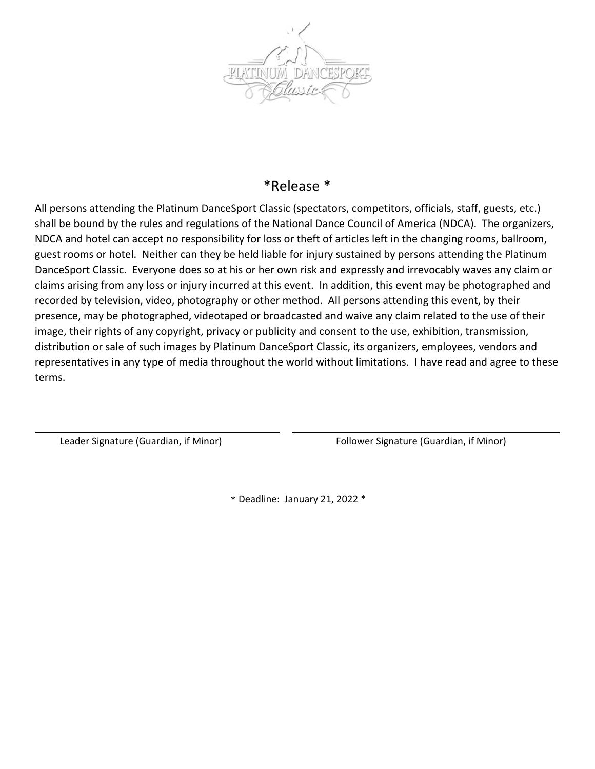## *Release *

All persons attending the Platinum DanceSport Classic (spectators, competitors, officials, staff, guests, etc.) shall be bound by the rules and regulations of the National Dance Council of America (NDCA). The organizers, NDCA and hotel can accept no responsibility for loss or theft of articles left in the changing rooms, ballroom, guest rooms or hotel. Neither can they be held liable for injury sustained by persons attending the Platinum DanceSport Classic. Everyone does so at his or her own risk and expressly and irrevocably waves any claim or claims arising from any loss or injury incurred at this event. In addition, this event may be photographed and recorded by television, video, photography or other method. All persons attending this event, by their presence, may be photographed, videotaped or broadcasted and waive any claim related to the use of their image, their rights of any copyright, privacy or publicity and consent to the use, exhibition, transmission, distribution or sale of such images by Platinum DanceSport Classic, its organizers, employees, vendors and representatives in any type of media throughout the world without limitations. I have read and agree to these terms.

\_\_\_\_\_\_\_\_\_\_\_\_\_\_\_\_\_\_\_\_\_\_\_\_\_\_\_\_\_\_\_\_\_\_\_\_\_\_\_\_
Leader Signature (Guardian, if Minor)

\_\_\_\_\_\_\_\_\_\_\_\_\_\_\_\_\_\_\_\_\_\_\_\_\_\_\_\_\_\_\_\_\_\_\_\_\_\_\_\_
Follower Signature (Guardian, if Minor)

\* Deadline: January 21, 2022 *